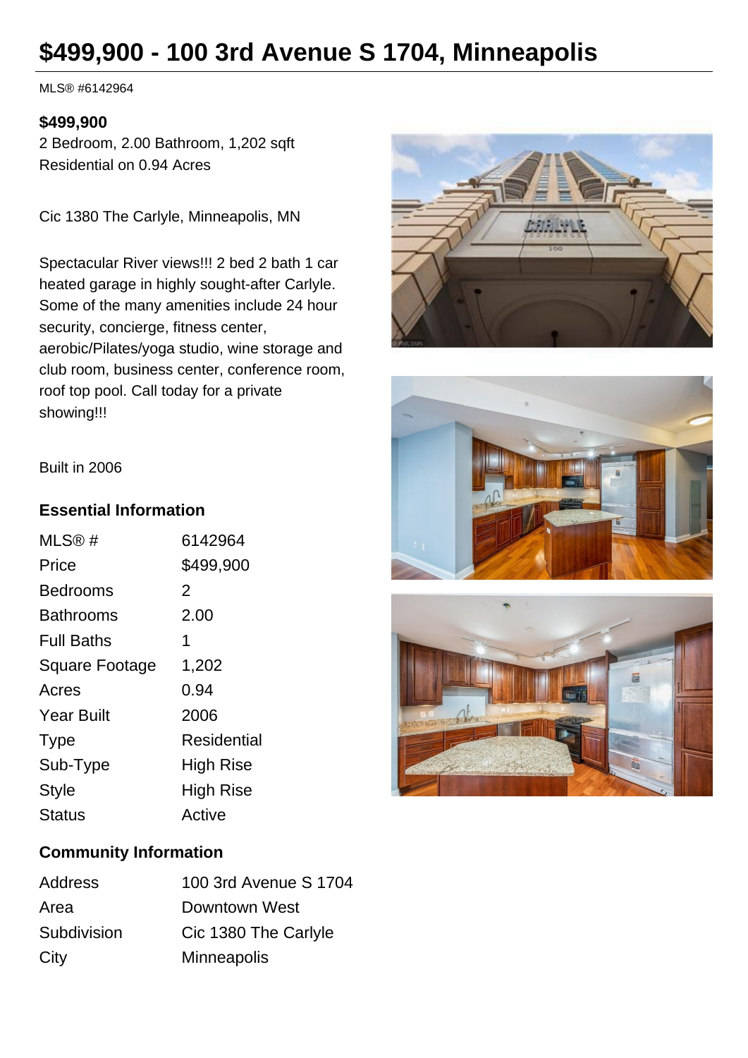# $499,900 - 100 3rd Avenue S 1704, Minneapolis

MLS® #6142964

**$499,900**

2 Bedroom, 2.00 Bathroom, 1,202 sqft

Residential on 0.94 Acres

Cic 1380 The Carlyle, Minneapolis, MN

Spectacular River views!!! 2 bed 2 bath 1 car heated garage in highly sought-after Carlyle. Some of the many amenities include 24 hour security, concierge, fitness center, aerobic/Pilates/yoga studio, wine storage and club room, business center, conference room, roof top pool. Call today for a private showing!!!

Built in 2006

### Essential Information

| | |
|---|---|
| MLS® # | 6142964 |
| Price | $499,900 |
| Bedrooms | 2 |
| Bathrooms | 2.00 |
| Full Baths | 1 |
| Square Footage | 1,202 |
| Acres | 0.94 |
| Year Built | 2006 |
| Type | Residential |
| Sub-Type | High Rise |
| Style | High Rise |
| Status | Active |

### Community Information

| | |
|---|---|
| Address | 100 3rd Avenue S 1704 |
| Area | Downtown West |
| Subdivision | Cic 1380 The Carlyle |
| City | Minneapolis |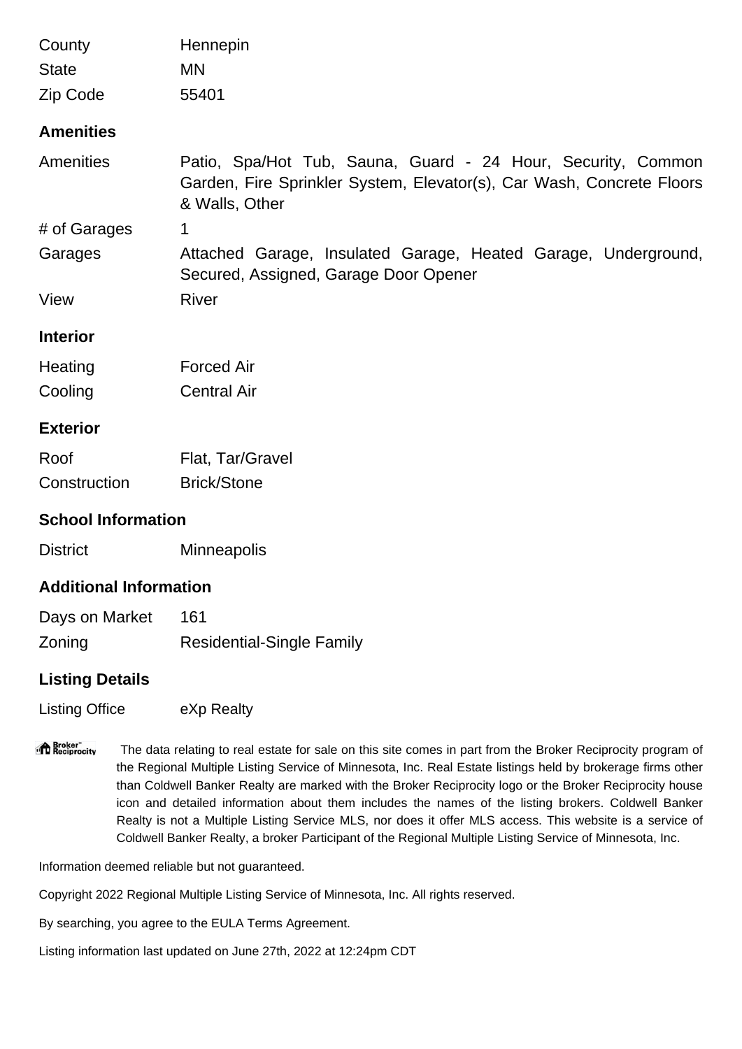| | |
|---|---|
| County | Hennepin |
| State | MN |
| Zip Code | 55401 |

## Amenities

| | |
|---|---|
| Amenities | Patio, Spa/Hot Tub, Sauna, Guard - 24 Hour, Security, Common Garden, Fire Sprinkler System, Elevator(s), Car Wash, Concrete Floors & Walls, Other |
| # of Garages | 1 |
| Garages | Attached Garage, Insulated Garage, Heated Garage, Underground, Secured, Assigned, Garage Door Opener |
| View | River |

## Interior

| | |
|---|---|
| Heating | Forced Air |
| Cooling | Central Air |

## Exterior

| | |
|---|---|
| Roof | Flat, Tar/Gravel |
| Construction | Brick/Stone |

## School Information

| | |
|---|---|
| District | Minneapolis |

## Additional Information

| | |
|---|---|
| Days on Market | 161 |
| Zoning | Residential-Single Family |

## Listing Details

| | |
|---|---|
| Listing Office | eXp Realty |

The data relating to real estate for sale on this site comes in part from the Broker Reciprocity program of the Regional Multiple Listing Service of Minnesota, Inc. Real Estate listings held by brokerage firms other than Coldwell Banker Realty are marked with the Broker Reciprocity logo or the Broker Reciprocity house icon and detailed information about them includes the names of the listing brokers. Coldwell Banker Realty is not a Multiple Listing Service MLS, nor does it offer MLS access. This website is a service of Coldwell Banker Realty, a broker Participant of the Regional Multiple Listing Service of Minnesota, Inc.

Information deemed reliable but not guaranteed.

Copyright 2022 Regional Multiple Listing Service of Minnesota, Inc. All rights reserved.

By searching, you agree to the EULA Terms Agreement.

Listing information last updated on June 27th, 2022 at 12:24pm CDT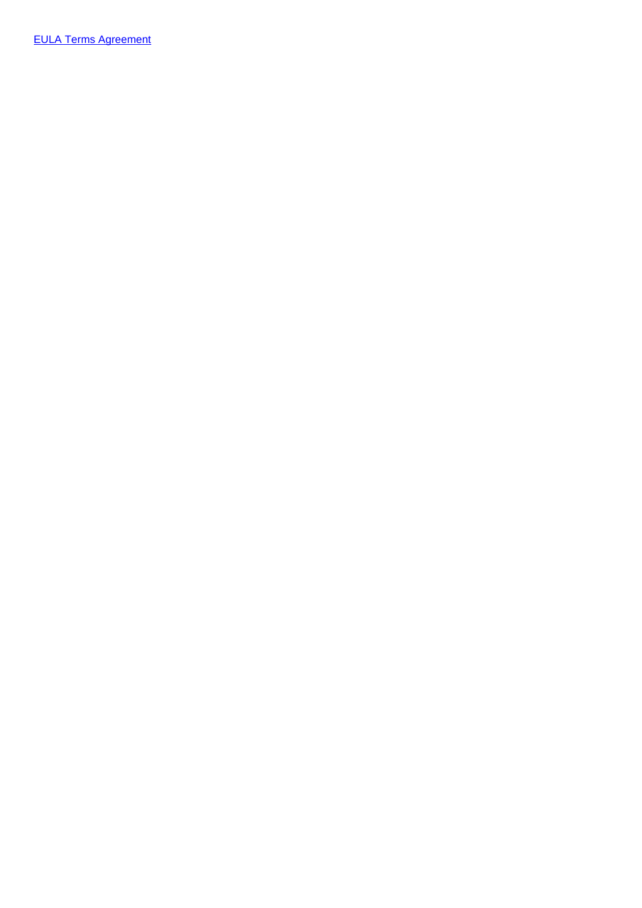[EULA Terms Agreement]